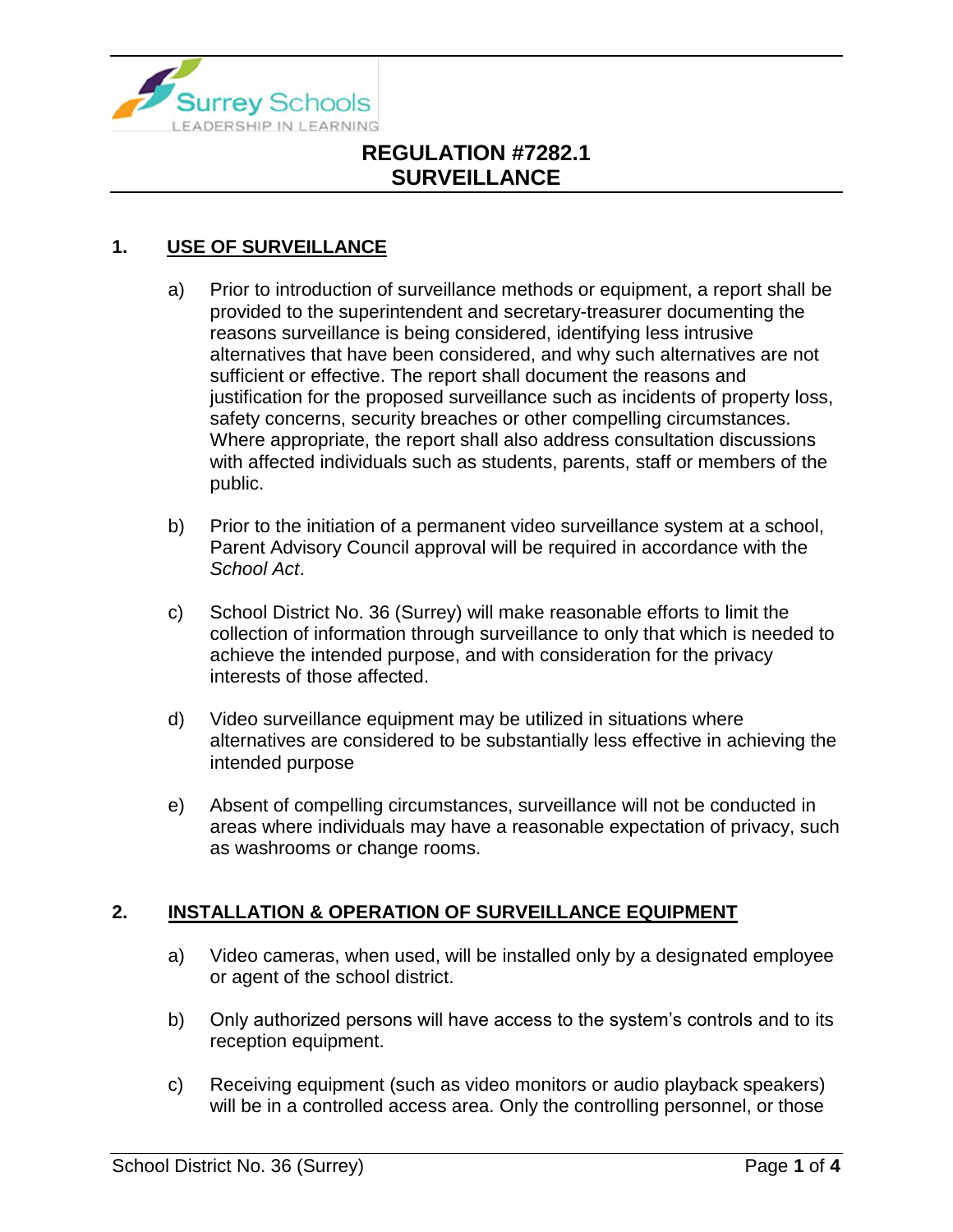# REGULATION #7282.1
# SURVEILLANCE

## 1. USE OF SURVEILLANCE

a) Prior to introduction of surveillance methods or equipment, a report shall be provided to the superintendent and secretary-treasurer documenting the reasons surveillance is being considered, identifying less intrusive alternatives that have been considered, and why such alternatives are not sufficient or effective. The report shall document the reasons and justification for the proposed surveillance such as incidents of property loss, safety concerns, security breaches or other compelling circumstances. Where appropriate, the report shall also address consultation discussions with affected individuals such as students, parents, staff or members of the public.

b) Prior to the initiation of a permanent video surveillance system at a school, Parent Advisory Council approval will be required in accordance with the *School Act*.

c) School District No. 36 (Surrey) will make reasonable efforts to limit the collection of information through surveillance to only that which is needed to achieve the intended purpose, and with consideration for the privacy interests of those affected.

d) Video surveillance equipment may be utilized in situations where alternatives are considered to be substantially less effective in achieving the intended purpose

e) Absent of compelling circumstances, surveillance will not be conducted in areas where individuals may have a reasonable expectation of privacy, such as washrooms or change rooms.

## 2. INSTALLATION & OPERATION OF SURVEILLANCE EQUIPMENT

a) Video cameras, when used, will be installed only by a designated employee or agent of the school district.

b) Only authorized persons will have access to the system's controls and to its reception equipment.

c) Receiving equipment (such as video monitors or audio playback speakers) will be in a controlled access area. Only the controlling personnel, or those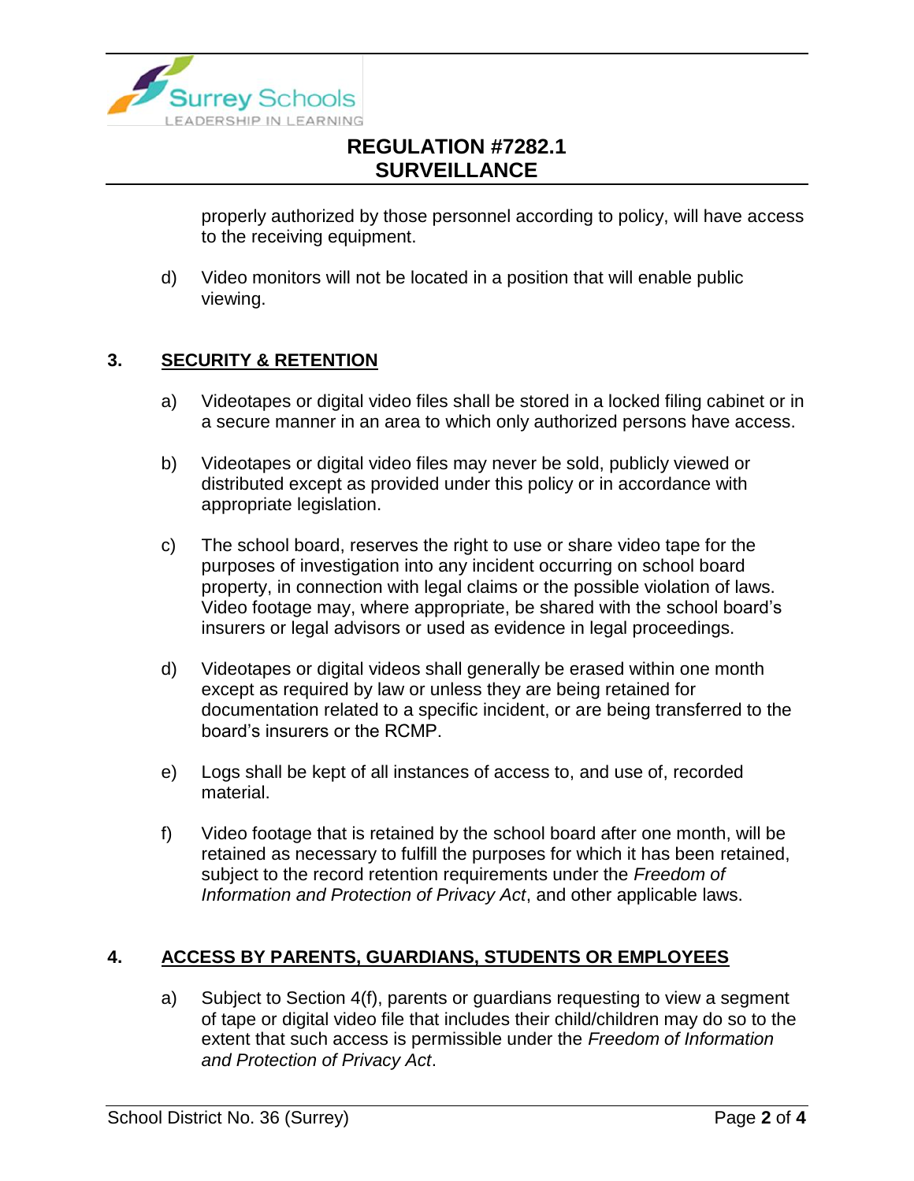properly authorized by those personnel according to policy, will have access to the receiving equipment.

d) Video monitors will not be located in a position that will enable public viewing.

## 3. SECURITY & RETENTION

a) Videotapes or digital video files shall be stored in a locked filing cabinet or in a secure manner in an area to which only authorized persons have access.

b) Videotapes or digital video files may never be sold, publicly viewed or distributed except as provided under this policy or in accordance with appropriate legislation.

c) The school board, reserves the right to use or share video tape for the purposes of investigation into any incident occurring on school board property, in connection with legal claims or the possible violation of laws. Video footage may, where appropriate, be shared with the school board's insurers or legal advisors or used as evidence in legal proceedings.

d) Videotapes or digital videos shall generally be erased within one month except as required by law or unless they are being retained for documentation related to a specific incident, or are being transferred to the board's insurers or the RCMP.

e) Logs shall be kept of all instances of access to, and use of, recorded material.

f) Video footage that is retained by the school board after one month, will be retained as necessary to fulfill the purposes for which it has been retained, subject to the record retention requirements under the *Freedom of Information and Protection of Privacy Act*, and other applicable laws.

## 4. ACCESS BY PARENTS, GUARDIANS, STUDENTS OR EMPLOYEES

a) Subject to Section 4(f), parents or guardians requesting to view a segment of tape or digital video file that includes their child/children may do so to the extent that such access is permissible under the *Freedom of Information and Protection of Privacy Act*.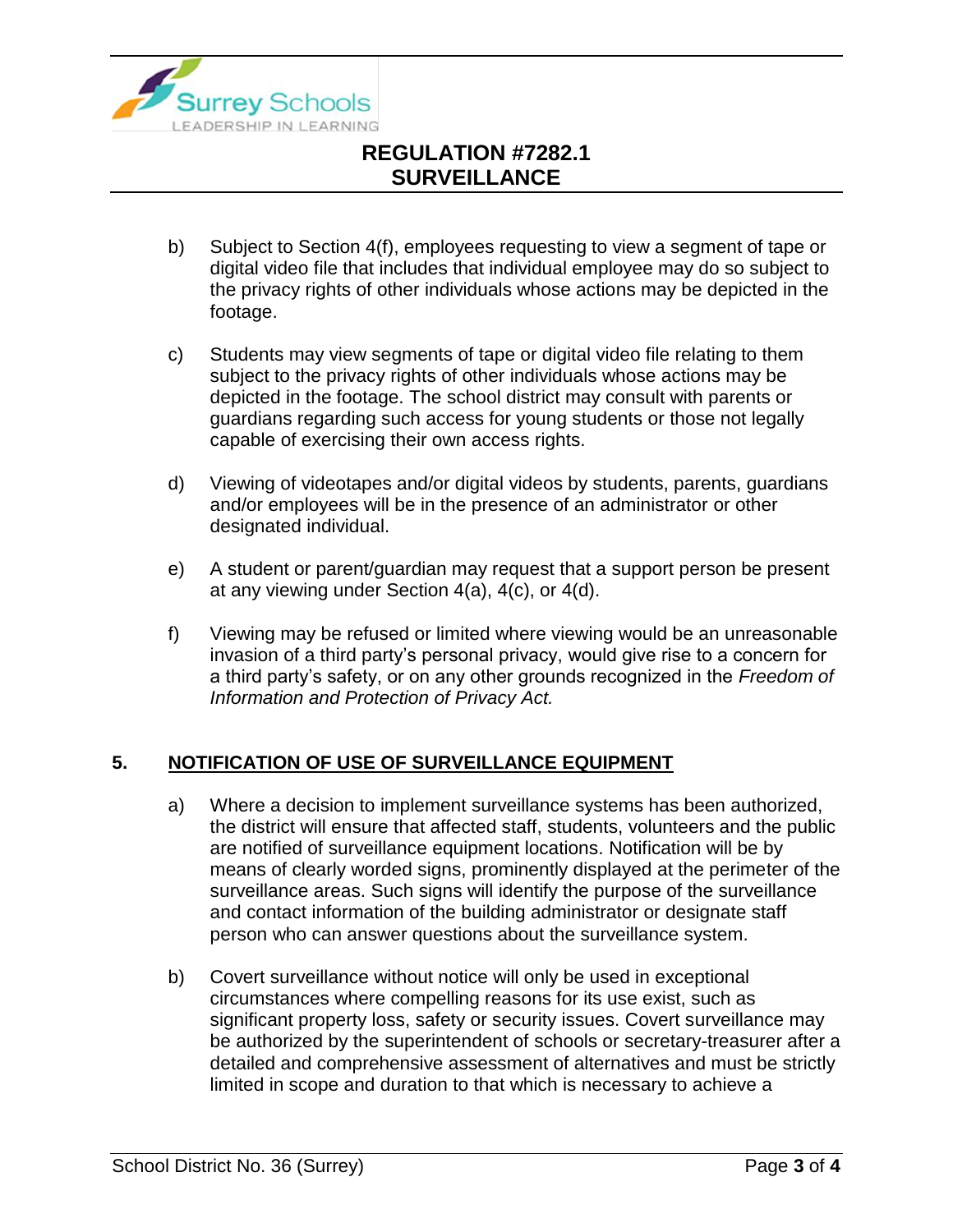b) Subject to Section 4(f), employees requesting to view a segment of tape or digital video file that includes that individual employee may do so subject to the privacy rights of other individuals whose actions may be depicted in the footage.

c) Students may view segments of tape or digital video file relating to them subject to the privacy rights of other individuals whose actions may be depicted in the footage. The school district may consult with parents or guardians regarding such access for young students or those not legally capable of exercising their own access rights.

d) Viewing of videotapes and/or digital videos by students, parents, guardians and/or employees will be in the presence of an administrator or other designated individual.

e) A student or parent/guardian may request that a support person be present at any viewing under Section 4(a), 4(c), or 4(d).

f) Viewing may be refused or limited where viewing would be an unreasonable invasion of a third party's personal privacy, would give rise to a concern for a third party's safety, or on any other grounds recognized in the *Freedom of Information and Protection of Privacy Act.*

## 5. <u>NOTIFICATION OF USE OF SURVEILLANCE EQUIPMENT</u>

a) Where a decision to implement surveillance systems has been authorized, the district will ensure that affected staff, students, volunteers and the public are notified of surveillance equipment locations. Notification will be by means of clearly worded signs, prominently displayed at the perimeter of the surveillance areas. Such signs will identify the purpose of the surveillance and contact information of the building administrator or designate staff person who can answer questions about the surveillance system.

b) Covert surveillance without notice will only be used in exceptional circumstances where compelling reasons for its use exist, such as significant property loss, safety or security issues. Covert surveillance may be authorized by the superintendent of schools or secretary-treasurer after a detailed and comprehensive assessment of alternatives and must be strictly limited in scope and duration to that which is necessary to achieve a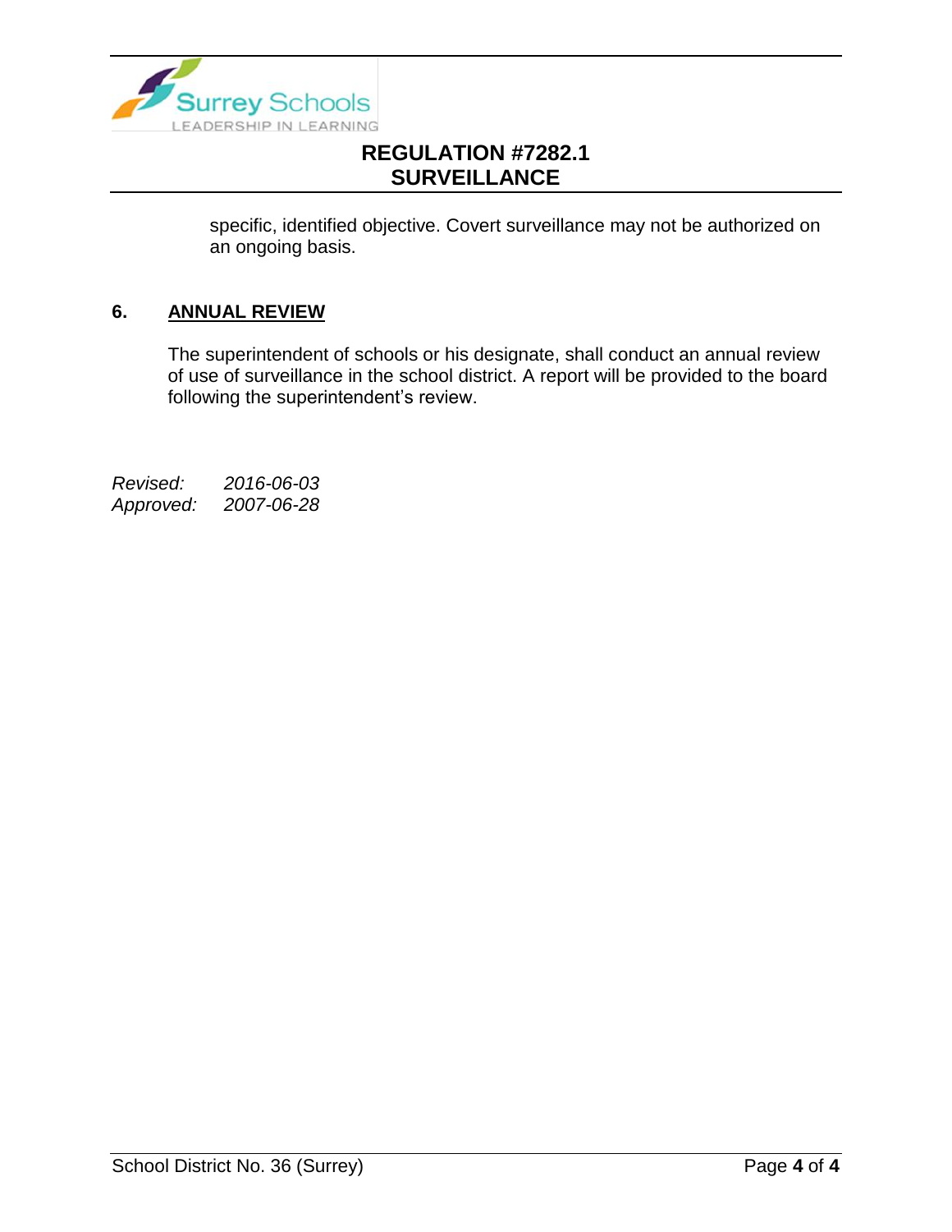specific, identified objective. Covert surveillance may not be authorized on an ongoing basis.

## 6. ANNUAL REVIEW

The superintendent of schools or his designate, shall conduct an annual review of use of surveillance in the school district. A report will be provided to the board following the superintendent's review.

*Revised: 2016-06-03*
*Approved: 2007-06-28*